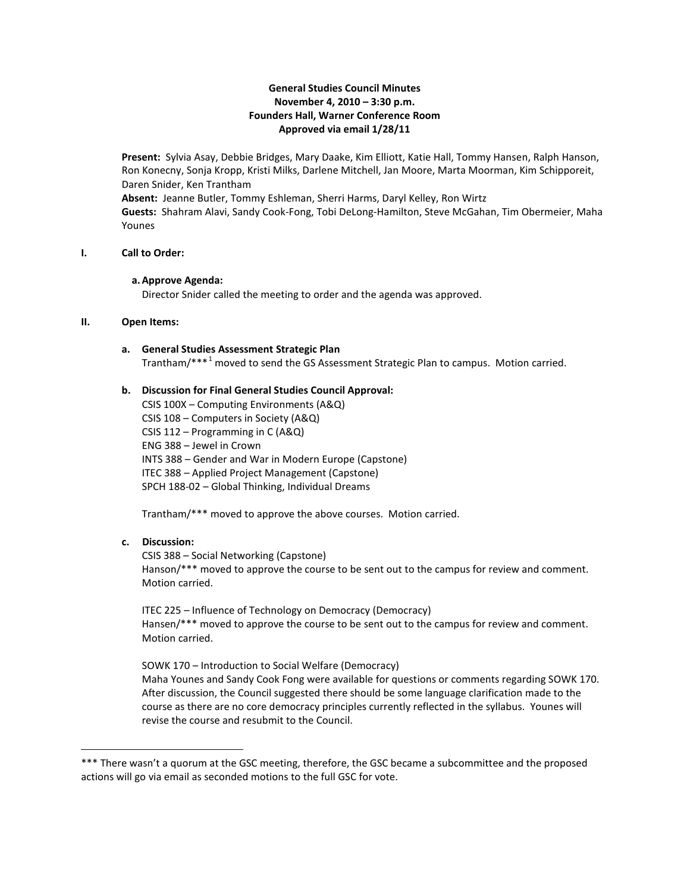**General Studies Council Minutes**
**November 4, 2010 – 3:30 p.m.**
**Founders Hall, Warner Conference Room**
**Approved via email 1/28/11**

**Present:** Sylvia Asay, Debbie Bridges, Mary Daake, Kim Elliott, Katie Hall, Tommy Hansen, Ralph Hanson, Ron Konecny, Sonja Kropp, Kristi Milks, Darlene Mitchell, Jan Moore, Marta Moorman, Kim Schipporeit, Daren Snider, Ken Trantham
**Absent:** Jeanne Butler, Tommy Eshleman, Sherri Harms, Daryl Kelley, Ron Wirtz
**Guests:** Shahram Alavi, Sandy Cook-Fong, Tobi DeLong-Hamilton, Steve McGahan, Tim Obermeier, Maha Younes

## I. Call to Order:

**a. Approve Agenda:**
Director Snider called the meeting to order and the agenda was approved.

## II. Open Items:

**a. General Studies Assessment Strategic Plan**
Trantham/***[1] moved to send the GS Assessment Strategic Plan to campus. Motion carried.

**b. Discussion for Final General Studies Council Approval:**
CSIS 100X – Computing Environments (A&Q)
CSIS 108 – Computers in Society (A&Q)
CSIS 112 – Programming in C (A&Q)
ENG 388 – Jewel in Crown
INTS 388 – Gender and War in Modern Europe (Capstone)
ITEC 388 – Applied Project Management (Capstone)
SPCH 188-02 – Global Thinking, Individual Dreams

Trantham/*** moved to approve the above courses. Motion carried.

**c. Discussion:**
CSIS 388 – Social Networking (Capstone)
Hanson/*** moved to approve the course to be sent out to the campus for review and comment. Motion carried.

ITEC 225 – Influence of Technology on Democracy (Democracy)
Hansen/*** moved to approve the course to be sent out to the campus for review and comment. Motion carried.

SOWK 170 – Introduction to Social Welfare (Democracy)
Maha Younes and Sandy Cook Fong were available for questions or comments regarding SOWK 170. After discussion, the Council suggested there should be some language clarification made to the course as there are no core democracy principles currently reflected in the syllabus. Younes will revise the course and resubmit to the Council.

---

*** There wasn't a quorum at the GSC meeting, therefore, the GSC became a subcommittee and the proposed actions will go via email as seconded motions to the full GSC for vote.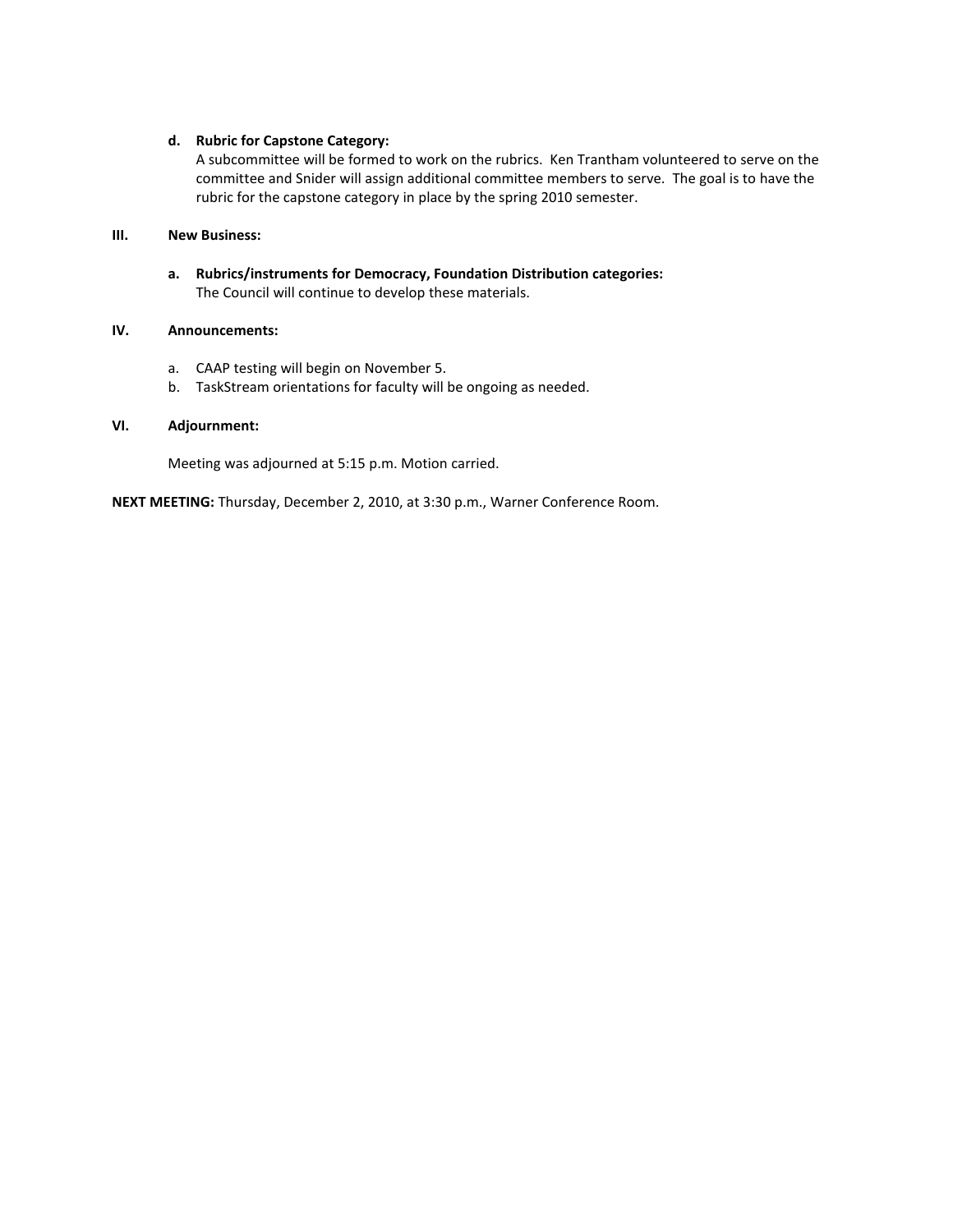**d. Rubric for Capstone Category:**
A subcommittee will be formed to work on the rubrics. Ken Trantham volunteered to serve on the committee and Snider will assign additional committee members to serve. The goal is to have the rubric for the capstone category in place by the spring 2010 semester.

**III. New Business:**

**a. Rubrics/instruments for Democracy, Foundation Distribution categories:**
The Council will continue to develop these materials.

**IV. Announcements:**

a. CAAP testing will begin on November 5.
b. TaskStream orientations for faculty will be ongoing as needed.

**VI. Adjournment:**

Meeting was adjourned at 5:15 p.m. Motion carried.

**NEXT MEETING:** Thursday, December 2, 2010, at 3:30 p.m., Warner Conference Room.